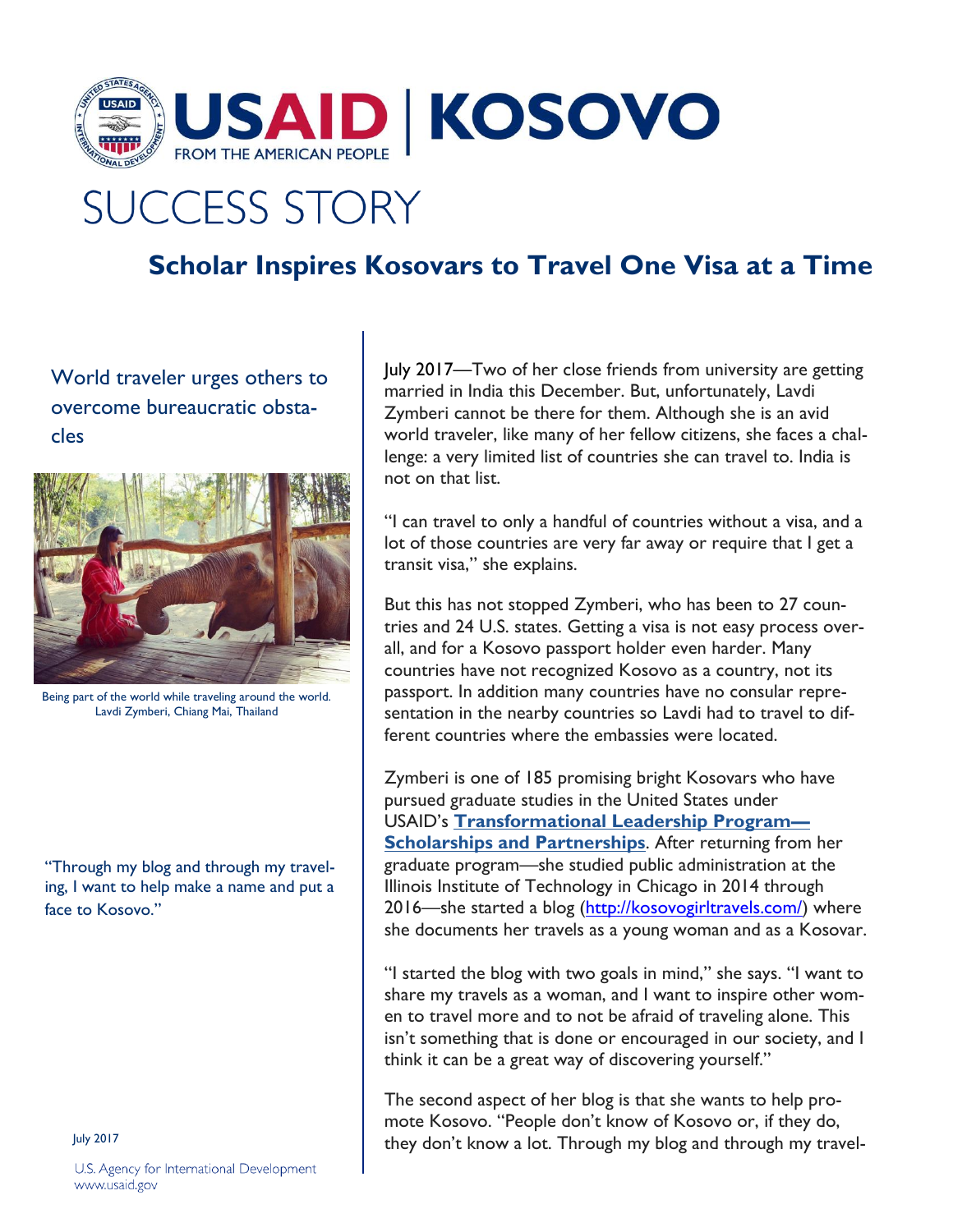# USAID | KOSOVO

FROM THE AMERICAN PEOPLE

## SUCCESS STORY

### Scholar Inspires Kosovars to Travel One Visa at a Time

World traveler urges others to overcome bureaucratic obstacles

Being part of the world while traveling around the world.
Lavdi Zymberi, Chiang Mai, Thailand

"Through my blog and through my traveling, I want to help make a name and put a face to Kosovo."

July 2017

July 2017—Two of her close friends from university are getting married in India this December. But, unfortunately, Lavdi Zymberi cannot be there for them. Although she is an avid world traveler, like many of her fellow citizens, she faces a challenge: a very limited list of countries she can travel to. India is not on that list.

"I can travel to only a handful of countries without a visa, and a lot of those countries are very far away or require that I get a transit visa," she explains.

But this has not stopped Zymberi, who has been to 27 countries and 24 U.S. states. Getting a visa is not easy process overall, and for a Kosovo passport holder even harder. Many countries have not recognized Kosovo as a country, not its passport. In addition many countries have no consular representation in the nearby countries so Lavdi had to travel to different countries where the embassies were located.

Zymberi is one of 185 promising bright Kosovars who have pursued graduate studies in the United States under USAID's **Transformational Leadership Program—Scholarships and Partnerships**. After returning from her graduate program—she studied public administration at the Illinois Institute of Technology in Chicago in 2014 through 2016—she started a blog (http://kosovogirltravels.com/) where she documents her travels as a young woman and as a Kosovar.

"I started the blog with two goals in mind," she says. "I want to share my travels as a woman, and I want to inspire other women to travel more and to not be afraid of traveling alone. This isn't something that is done or encouraged in our society, and I think it can be a great way of discovering yourself."

The second aspect of her blog is that she wants to help promote Kosovo. "People don't know of Kosovo or, if they do, they don't know a lot. Through my blog and through my travel-

U.S. Agency for International Development
www.usaid.gov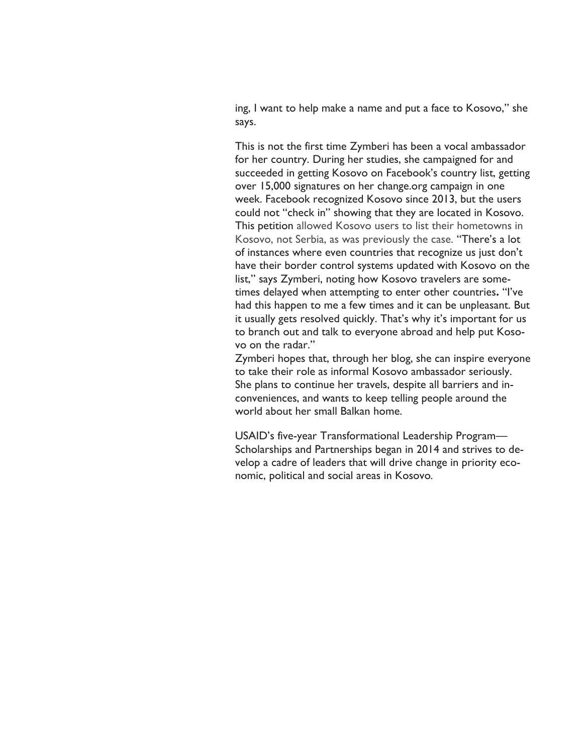ing, I want to help make a name and put a face to Kosovo," she says.

This is not the first time Zymberi has been a vocal ambassador for her country. During her studies, she campaigned for and succeeded in getting Kosovo on Facebook's country list, getting over 15,000 signatures on her change.org campaign in one week. Facebook recognized Kosovo since 2013, but the users could not "check in" showing that they are located in Kosovo. This petition allowed Kosovo users to list their hometowns in Kosovo, not Serbia, as was previously the case. "There's a lot of instances where even countries that recognize us just don't have their border control systems updated with Kosovo on the list," says Zymberi, noting how Kosovo travelers are sometimes delayed when attempting to enter other countries**.** "I've had this happen to me a few times and it can be unpleasant. But it usually gets resolved quickly. That's why it's important for us to branch out and talk to everyone abroad and help put Kosovo on the radar."

Zymberi hopes that, through her blog, she can inspire everyone to take their role as informal Kosovo ambassador seriously. She plans to continue her travels, despite all barriers and inconveniences, and wants to keep telling people around the world about her small Balkan home.

USAID's five-year Transformational Leadership Program—Scholarships and Partnerships began in 2014 and strives to develop a cadre of leaders that will drive change in priority economic, political and social areas in Kosovo.